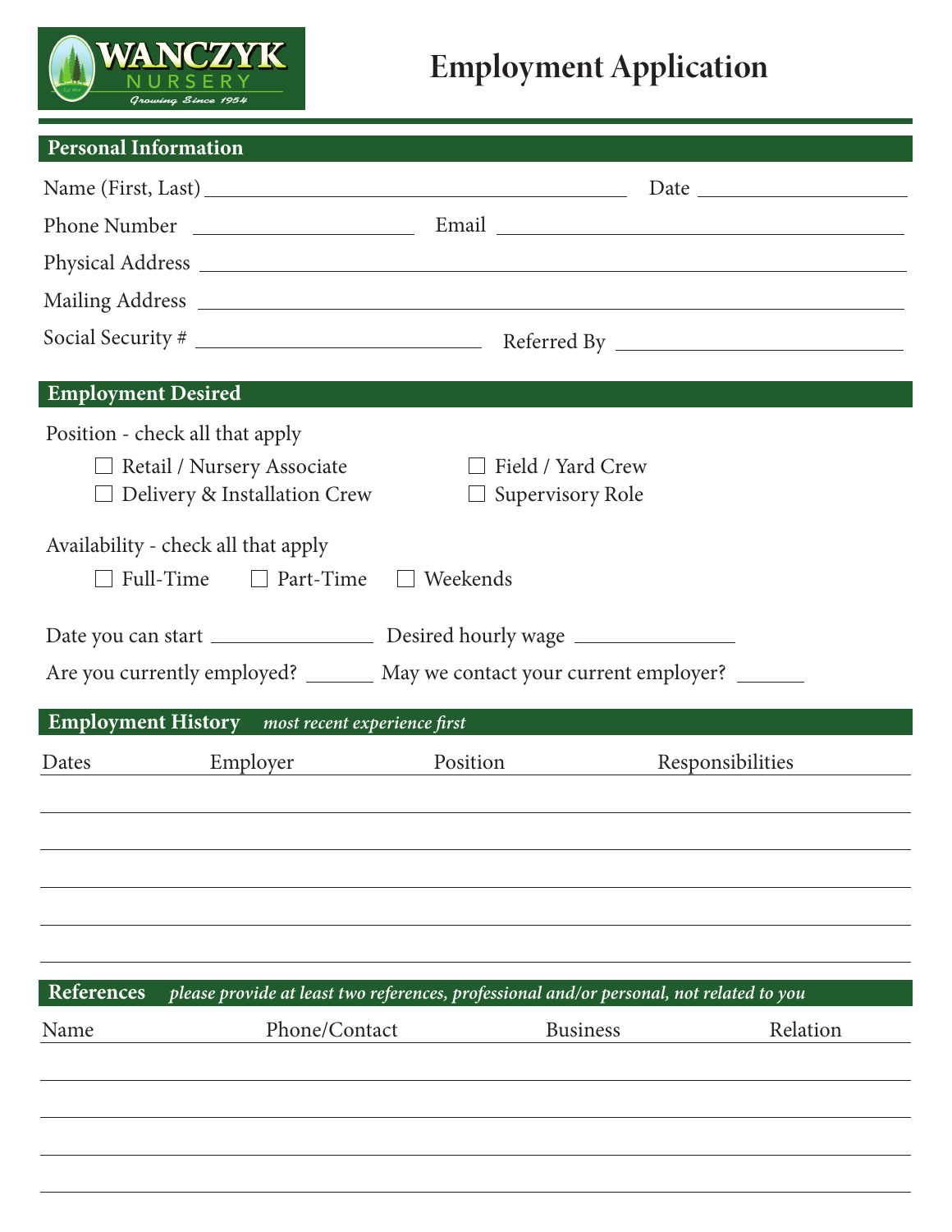WANCZYK NURSERY
*Growing Since 1954*

# Employment Application

## Personal Information

Name (First, Last) ______________________________ Date ______________

Phone Number ______________ Email ______________________________

Physical Address ______________________________________________

Mailing Address ______________________________________________

Social Security # ____________________ Referred By ____________________

## Employment Desired

Position - check all that apply

- ☐ Retail / Nursery Associate
- ☐ Field / Yard Crew
- ☐ Delivery & Installation Crew
- ☐ Supervisory Role

Availability - check all that apply

- ☐ Full-Time
- ☐ Part-Time
- ☐ Weekends

Date you can start ______________ Desired hourly wage ______________

Are you currently employed? ______ May we contact your current employer? ______

## Employment History *most recent experience first*

| Dates | Employer | Position | Responsibilities |
|---|---|---|---|
| | | | |
| | | | |
| | | | |
| | | | |
| | | | |

## References *please provide at least two references, professional and/or personal, not related to you*

| Name | Phone/Contact | Business | Relation |
|---|---|---|---|
| | | | |
| | | | |
| | | | |
| | | | |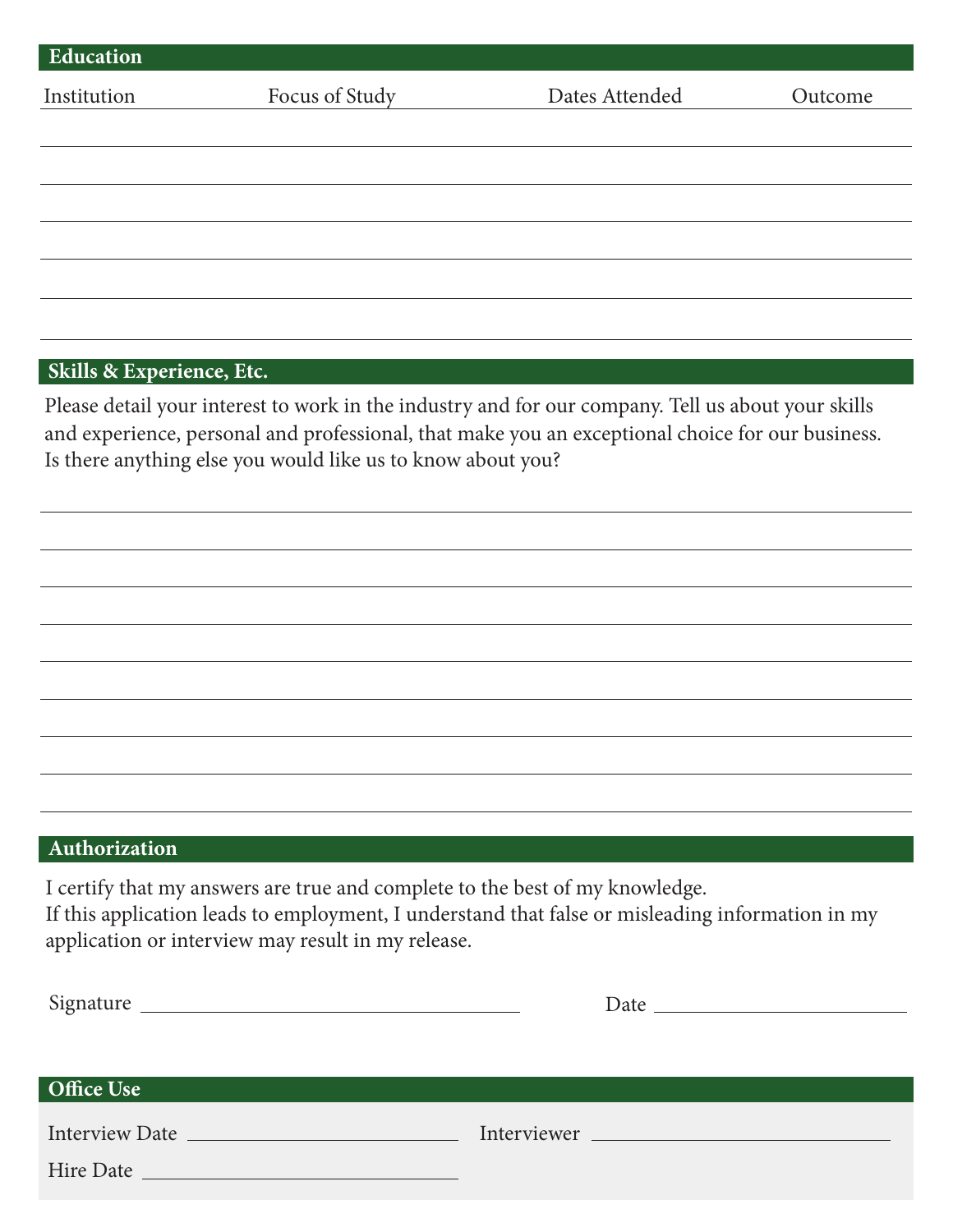## Education

| Institution | Focus of Study | Dates Attended | Outcome |
|---|---|---|---|
| | | | |
| | | | |
| | | | |
| | | | |
| | | | |
| | | | |

## Skills & Experience, Etc.

Please detail your interest to work in the industry and for our company. Tell us about your skills and experience, personal and professional, that make you an exceptional choice for our business. Is there anything else you would like us to know about you?

## Authorization

I certify that my answers are true and complete to the best of my knowledge.
If this application leads to employment, I understand that false or misleading information in my application or interview may result in my release.

Signature ______________________________ Date ____________________

## Office Use

Interview Date ____________________ Interviewer ____________________

Hire Date ____________________